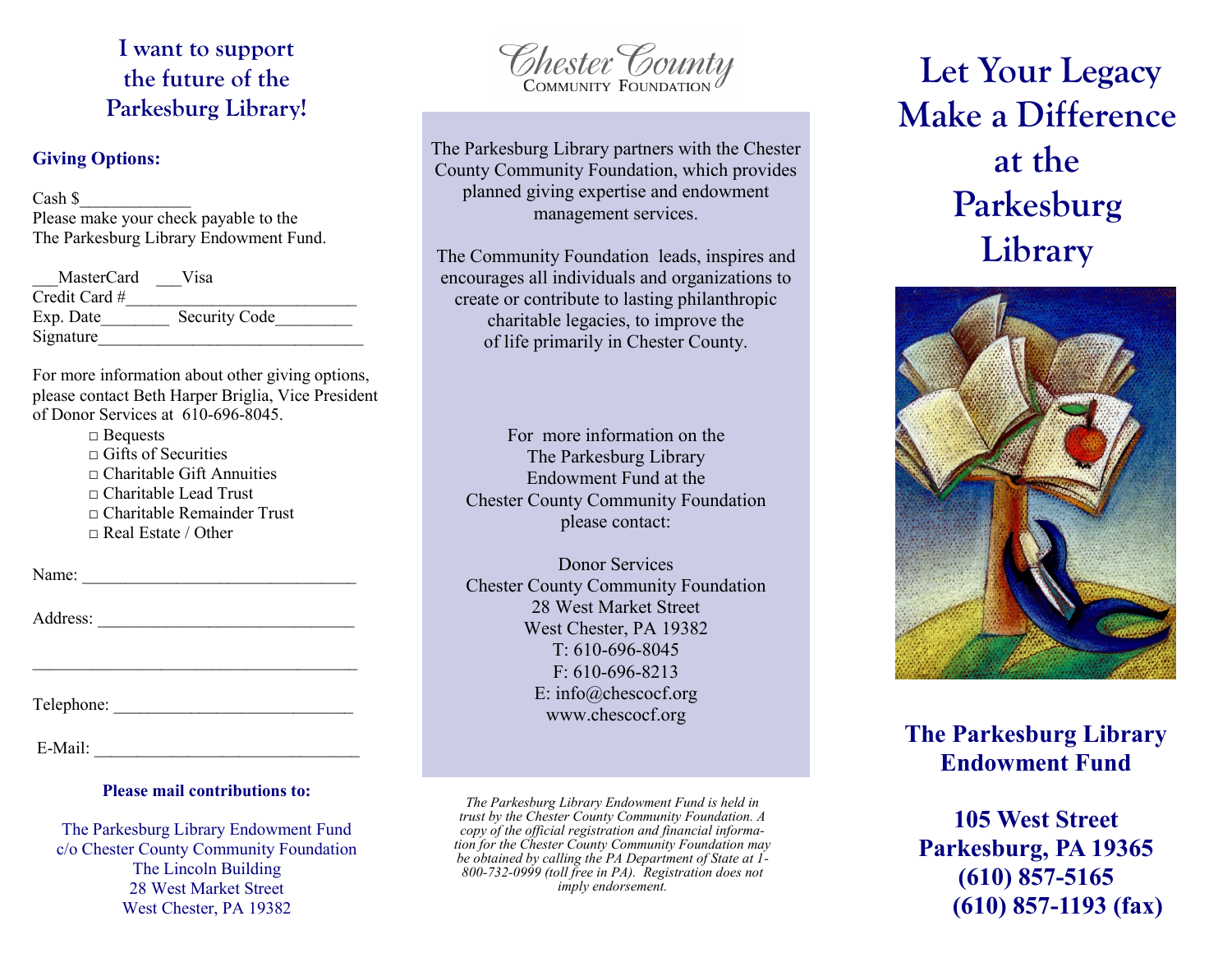## I want to support the future of the Parkesburg Library!

**Giving Options:**

Cash $_____________
Please make your check payable to the The Parkesburg Library Endowment Fund.

___MasterCard ___Visa
Credit Card #___________________________
Exp. Date________ Security Code_________
Signature_______________________________

For more information about other giving options, please contact Beth Harper Briglia, Vice President of Donor Services at 610-696-8045.

- □ Bequests
- □ Gifts of Securities
- □ Charitable Gift Annuities
- □ Charitable Lead Trust
- □ Charitable Remainder Trust
- □ Real Estate / Other

Name: ________________________________

Address: ______________________________

______________________________________

Telephone: ____________________________

E-Mail: _______________________________

**Please mail contributions to:**

The Parkesburg Library Endowment Fund
c/o Chester County Community Foundation
The Lincoln Building
28 West Market Street
West Chester, PA 19382

Chester County Community Foundation

The Parkesburg Library partners with the Chester County Community Foundation, which provides planned giving expertise and endowment management services.

The Community Foundation leads, inspires and encourages all individuals and organizations to create or contribute to lasting philanthropic charitable legacies, to improve the of life primarily in Chester County.

For more information on the The Parkesburg Library Endowment Fund at the Chester County Community Foundation please contact:

Donor Services
Chester County Community Foundation
28 West Market Street
West Chester, PA 19382
T: 610-696-8045
F: 610-696-8213
E: info@chescocf.org
www.chescocf.org

*The Parkesburg Library Endowment Fund is held in trust by the Chester County Community Foundation. A copy of the official registration and financial information for the Chester County Community Foundation may be obtained by calling the PA Department of State at 1-800-732-0999 (toll free in PA). Registration does not imply endorsement.*

# Let Your Legacy Make a Difference at the Parkesburg Library

**The Parkesburg Library Endowment Fund**

**105 West Street**
**Parkesburg, PA 19365**
**(610) 857-5165**
**(610) 857-1193 (fax)**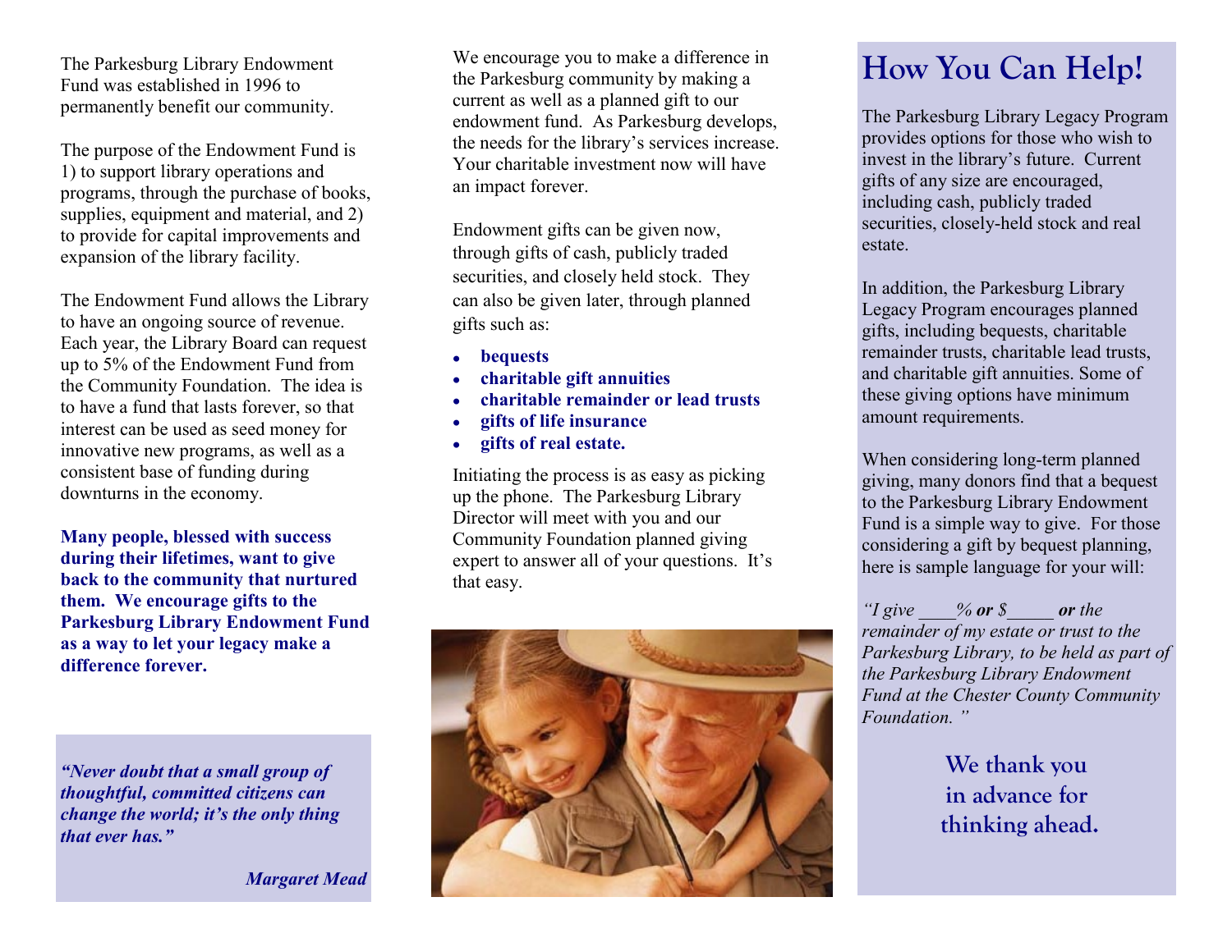The Parkesburg Library Endowment Fund was established in 1996 to permanently benefit our community.

The purpose of the Endowment Fund is 1) to support library operations and programs, through the purchase of books, supplies, equipment and material, and 2) to provide for capital improvements and expansion of the library facility.

The Endowment Fund allows the Library to have an ongoing source of revenue. Each year, the Library Board can request up to 5% of the Endowment Fund from the Community Foundation. The idea is to have a fund that lasts forever, so that interest can be used as seed money for innovative new programs, as well as a consistent base of funding during downturns in the economy.

**Many people, blessed with success during their lifetimes, want to give back to the community that nurtured them. We encourage gifts to the Parkesburg Library Endowment Fund as a way to let your legacy make a difference forever.**

***"Never doubt that a small group of thoughtful, committed citizens can change the world; it's the only thing that ever has."***

***Margaret Mead***

We encourage you to make a difference in the Parkesburg community by making a current as well as a planned gift to our endowment fund. As Parkesburg develops, the needs for the library's services increase. Your charitable investment now will have an impact forever.

Endowment gifts can be given now, through gifts of cash, publicly traded securities, and closely held stock. They can also be given later, through planned gifts such as:

- **bequests**
- **charitable gift annuities**
- **charitable remainder or lead trusts**
- **gifts of life insurance**
- **gifts of real estate.**

Initiating the process is as easy as picking up the phone. The Parkesburg Library Director will meet with you and our Community Foundation planned giving expert to answer all of your questions. It's that easy.

# How You Can Help!

The Parkesburg Library Legacy Program provides options for those who wish to invest in the library's future. Current gifts of any size are encouraged, including cash, publicly traded securities, closely-held stock and real estate.

In addition, the Parkesburg Library Legacy Program encourages planned gifts, including bequests, charitable remainder trusts, charitable lead trusts, and charitable gift annuities. Some of these giving options have minimum amount requirements.

When considering long-term planned giving, many donors find that a bequest to the Parkesburg Library Endowment Fund is a simple way to give. For those considering a gift by bequest planning, here is sample language for your will:

*"I give ____% **or** $_____ **or** the remainder of my estate or trust to the Parkesburg Library, to be held as part of the Parkesburg Library Endowment Fund at the Chester County Community Foundation. "*

**We thank you in advance for thinking ahead.**